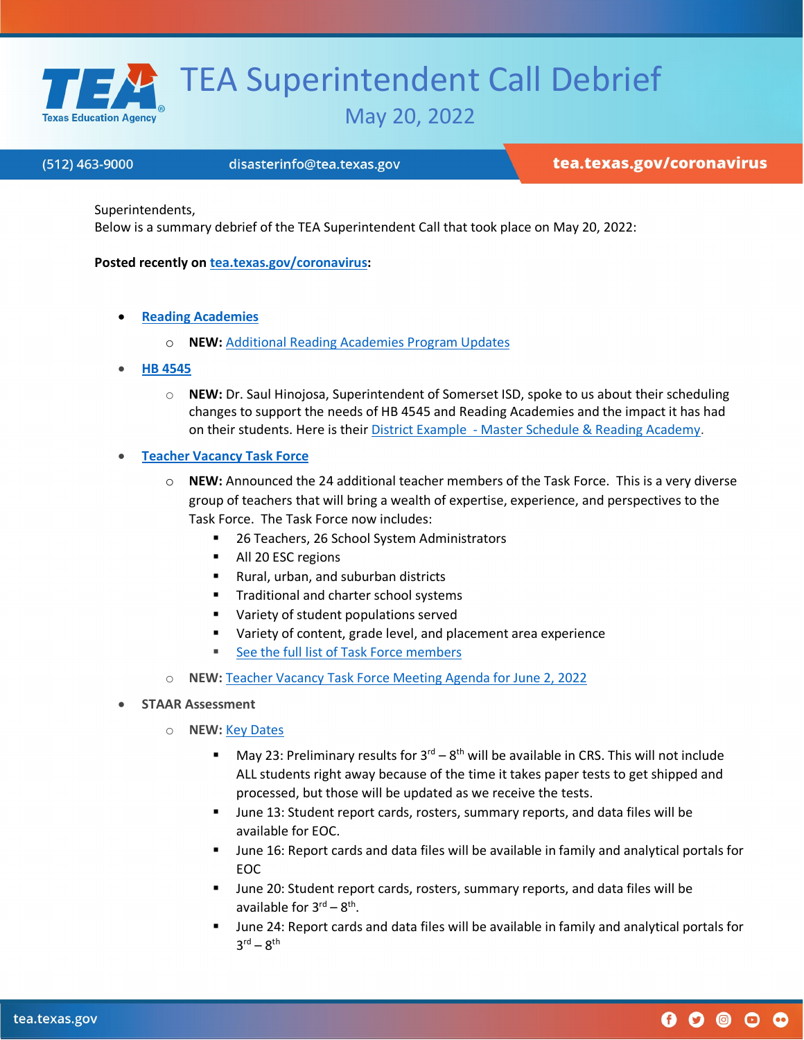# TEA Superintendent Call Debrief

## May 20, 2022

(512) 463-9000 disasterinfo@tea.texas.gov **tea.texas.gov/coronavirus**

Superintendents,
Below is a summary debrief of the TEA Superintendent Call that took place on May 20, 2022:

**Posted recently on tea.texas.gov/coronavirus:**

- **Reading Academies**
  - **NEW:** Additional Reading Academies Program Updates
- **HB 4545**
  - **NEW:** Dr. Saul Hinojosa, Superintendent of Somerset ISD, spoke to us about their scheduling changes to support the needs of HB 4545 and Reading Academies and the impact it has had on their students. Here is their District Example - Master Schedule & Reading Academy.
- **Teacher Vacancy Task Force**
  - **NEW:** Announced the 24 additional teacher members of the Task Force. This is a very diverse group of teachers that will bring a wealth of expertise, experience, and perspectives to the Task Force. The Task Force now includes:
    - 26 Teachers, 26 School System Administrators
    - All 20 ESC regions
    - Rural, urban, and suburban districts
    - Traditional and charter school systems
    - Variety of student populations served
    - Variety of content, grade level, and placement area experience
    - See the full list of Task Force members
  - **NEW:** Teacher Vacancy Task Force Meeting Agenda for June 2, 2022
- **STAAR Assessment**
  - **NEW:** Key Dates
    - May 23: Preliminary results for 3rd – 8th will be available in CRS. This will not include ALL students right away because of the time it takes paper tests to get shipped and processed, but those will be updated as we receive the tests.
    - June 13: Student report cards, rosters, summary reports, and data files will be available for EOC.
    - June 16: Report cards and data files will be available in family and analytical portals for EOC
    - June 20: Student report cards, rosters, summary reports, and data files will be available for 3rd – 8th.
    - June 24: Report cards and data files will be available in family and analytical portals for 3rd – 8th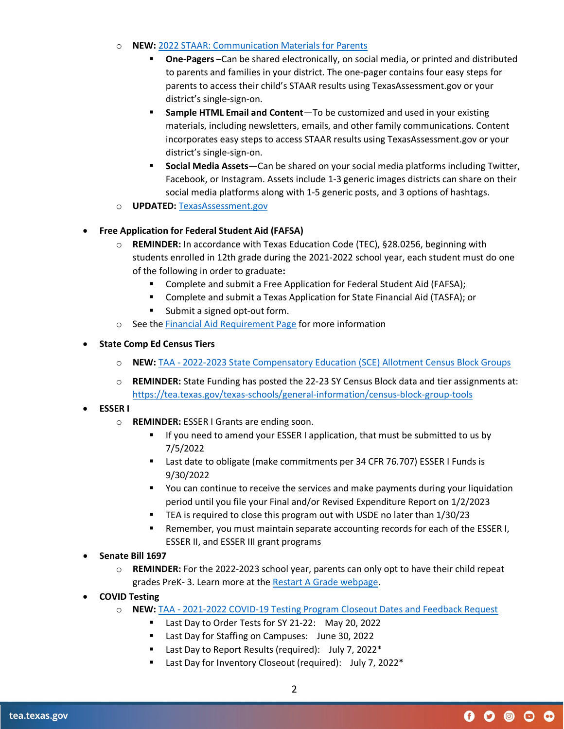- **NEW:** 2022 STAAR: Communication Materials for Parents
  - **One-Pagers** –Can be shared electronically, on social media, or printed and distributed to parents and families in your district. The one-pager contains four easy steps for parents to access their child's STAAR results using TexasAssessment.gov or your district's single-sign-on.
  - **Sample HTML Email and Content**—To be customized and used in your existing materials, including newsletters, emails, and other family communications. Content incorporates easy steps to access STAAR results using TexasAssessment.gov or your district's single-sign-on.
  - **Social Media Assets**—Can be shared on your social media platforms including Twitter, Facebook, or Instagram. Assets include 1-3 generic images districts can share on their social media platforms along with 1-5 generic posts, and 3 options of hashtags.
- **UPDATED:** TexasAssessment.gov

- **Free Application for Federal Student Aid (FAFSA)**
  - **REMINDER:** In accordance with Texas Education Code (TEC), §28.0256, beginning with students enrolled in 12th grade during the 2021-2022 school year, each student must do one of the following in order to graduate**:**
    - Complete and submit a Free Application for Federal Student Aid (FAFSA);
    - Complete and submit a Texas Application for State Financial Aid (TASFA); or
    - Submit a signed opt-out form.
  - See the Financial Aid Requirement Page for more information

- **State Comp Ed Census Tiers**
  - **NEW:** TAA - 2022-2023 State Compensatory Education (SCE) Allotment Census Block Groups
  - **REMINDER:** State Funding has posted the 22-23 SY Census Block data and tier assignments at: https://tea.texas.gov/texas-schools/general-information/census-block-group-tools

- **ESSER I**
  - **REMINDER:** ESSER I Grants are ending soon.
    - If you need to amend your ESSER I application, that must be submitted to us by 7/5/2022
    - Last date to obligate (make commitments per 34 CFR 76.707) ESSER I Funds is 9/30/2022
    - You can continue to receive the services and make payments during your liquidation period until you file your Final and/or Revised Expenditure Report on 1/2/2023
    - TEA is required to close this program out with USDE no later than 1/30/23
    - Remember, you must maintain separate accounting records for each of the ESSER I, ESSER II, and ESSER III grant programs

- **Senate Bill 1697**
  - **REMINDER:** For the 2022-2023 school year, parents can only opt to have their child repeat grades PreK- 3. Learn more at the Restart A Grade webpage.

- **COVID Testing**
  - **NEW:** TAA - 2021-2022 COVID-19 Testing Program Closeout Dates and Feedback Request
    - Last Day to Order Tests for SY 21-22: May 20, 2022
    - Last Day for Staffing on Campuses: June 30, 2022
    - Last Day to Report Results (required): July 7, 2022*
    - Last Day for Inventory Closeout (required): July 7, 2022*